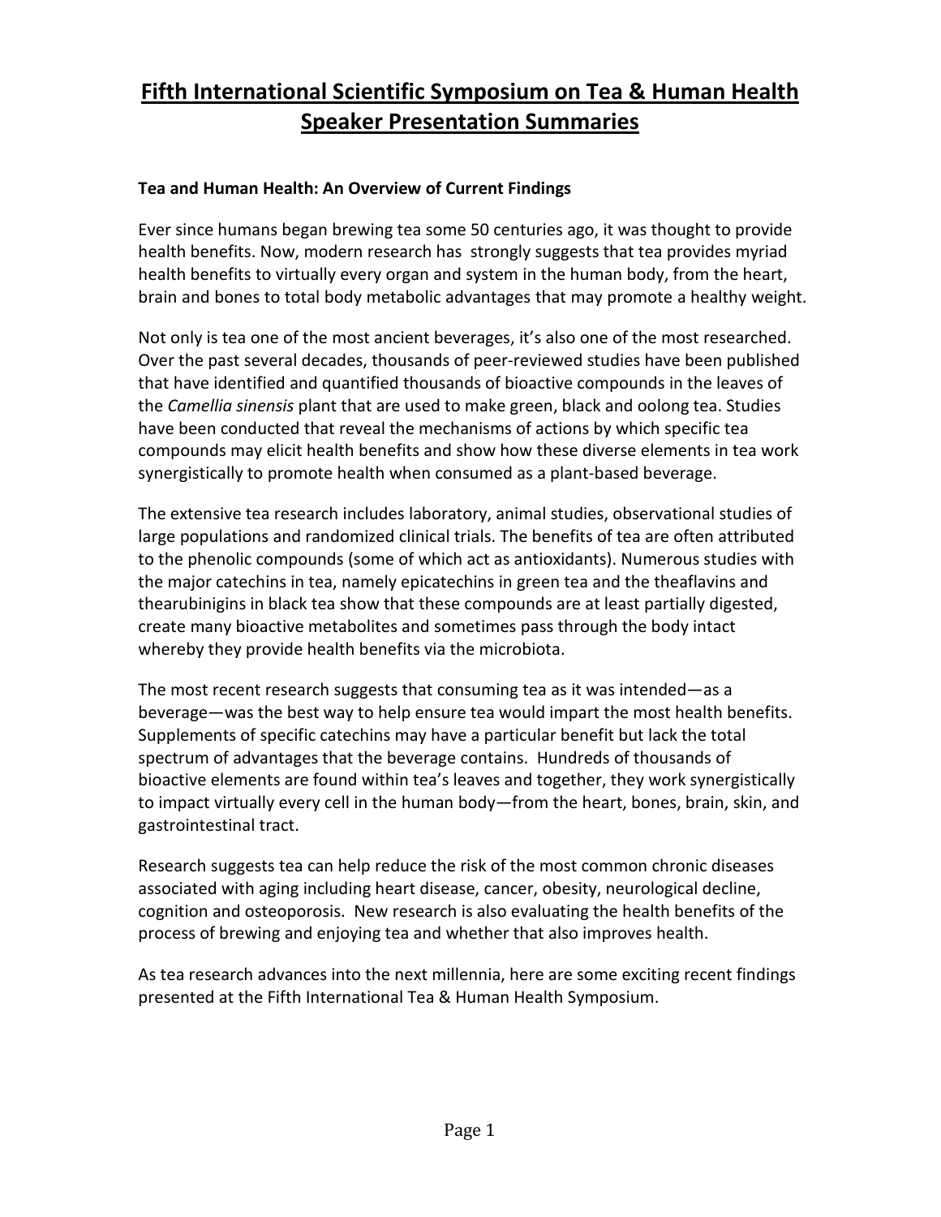# Fifth International Scientific Symposium on Tea & Human Health Speaker Presentation Summaries

### Tea and Human Health: An Overview of Current Findings

Ever since humans began brewing tea some 50 centuries ago, it was thought to provide health benefits. Now, modern research has strongly suggests that tea provides myriad health benefits to virtually every organ and system in the human body, from the heart, brain and bones to total body metabolic advantages that may promote a healthy weight.

Not only is tea one of the most ancient beverages, it's also one of the most researched. Over the past several decades, thousands of peer-reviewed studies have been published that have identified and quantified thousands of bioactive compounds in the leaves of the *Camellia sinensis* plant that are used to make green, black and oolong tea. Studies have been conducted that reveal the mechanisms of actions by which specific tea compounds may elicit health benefits and show how these diverse elements in tea work synergistically to promote health when consumed as a plant-based beverage.

The extensive tea research includes laboratory, animal studies, observational studies of large populations and randomized clinical trials. The benefits of tea are often attributed to the phenolic compounds (some of which act as antioxidants). Numerous studies with the major catechins in tea, namely epicatechins in green tea and the theaflavins and thearubinigins in black tea show that these compounds are at least partially digested, create many bioactive metabolites and sometimes pass through the body intact whereby they provide health benefits via the microbiota.

The most recent research suggests that consuming tea as it was intended—as a beverage—was the best way to help ensure tea would impart the most health benefits. Supplements of specific catechins may have a particular benefit but lack the total spectrum of advantages that the beverage contains. Hundreds of thousands of bioactive elements are found within tea's leaves and together, they work synergistically to impact virtually every cell in the human body—from the heart, bones, brain, skin, and gastrointestinal tract.

Research suggests tea can help reduce the risk of the most common chronic diseases associated with aging including heart disease, cancer, obesity, neurological decline, cognition and osteoporosis. New research is also evaluating the health benefits of the process of brewing and enjoying tea and whether that also improves health.

As tea research advances into the next millennia, here are some exciting recent findings presented at the Fifth International Tea & Human Health Symposium.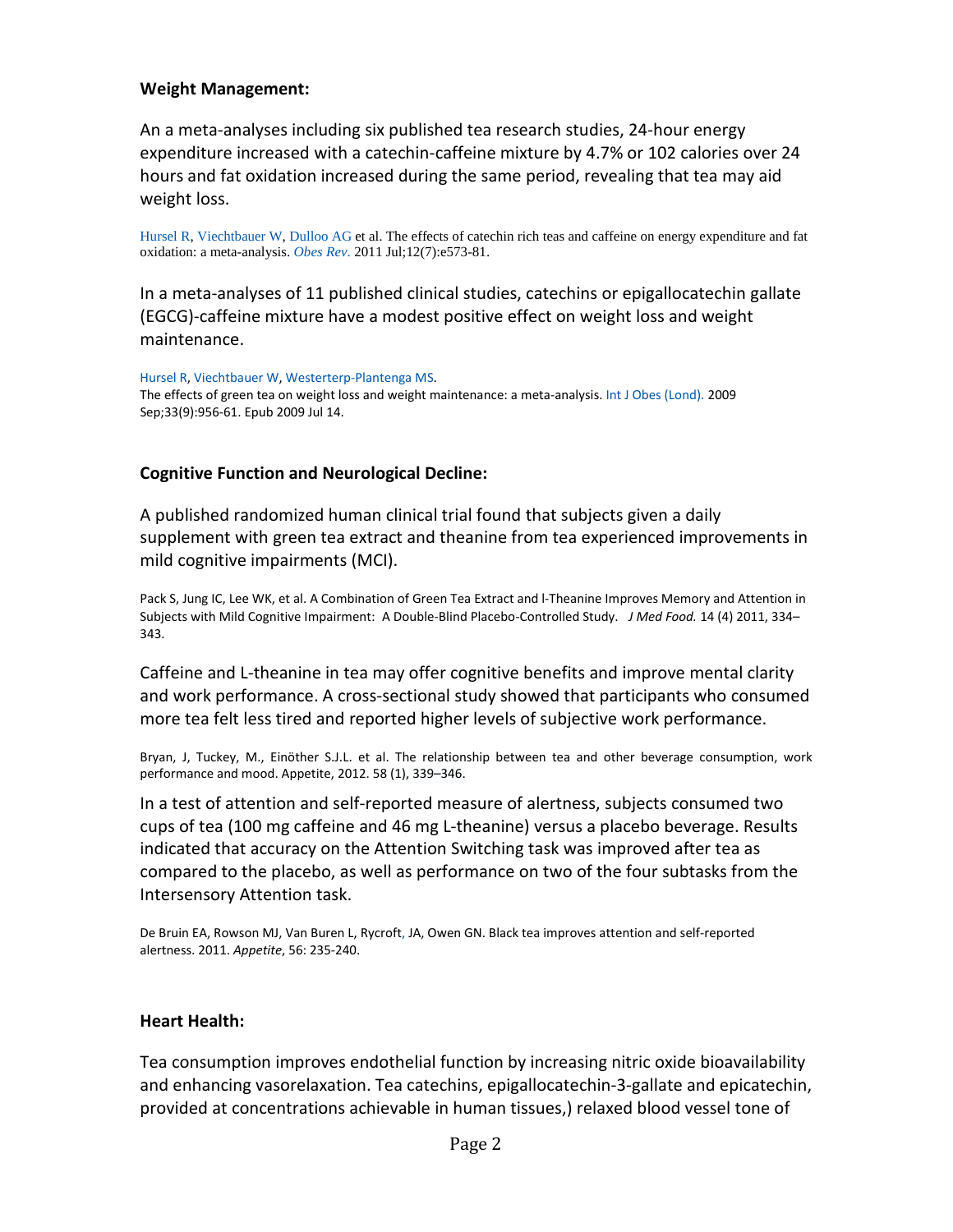**Weight Management:**

An a meta-analyses including six published tea research studies, 24-hour energy expenditure increased with a catechin-caffeine mixture by 4.7% or 102 calories over 24 hours and fat oxidation increased during the same period, revealing that tea may aid weight loss.

Hursel R, Viechtbauer W, Dulloo AG et al. The effects of catechin rich teas and caffeine on energy expenditure and fat oxidation: a meta-analysis. *Obes Rev*. 2011 Jul;12(7):e573-81.

In a meta-analyses of 11 published clinical studies, catechins or epigallocatechin gallate (EGCG)-caffeine mixture have a modest positive effect on weight loss and weight maintenance.

Hursel R, Viechtbauer W, Westerterp-Plantenga MS.
The effects of green tea on weight loss and weight maintenance: a meta-analysis. Int J Obes (Lond). 2009 Sep;33(9):956-61. Epub 2009 Jul 14.

**Cognitive Function and Neurological Decline:**

A published randomized human clinical trial found that subjects given a daily supplement with green tea extract and theanine from tea experienced improvements in mild cognitive impairments (MCI).

Pack S, Jung IC, Lee WK, et al. A Combination of Green Tea Extract and l-Theanine Improves Memory and Attention in Subjects with Mild Cognitive Impairment: A Double-Blind Placebo-Controlled Study. *J Med Food.* 14 (4) 2011, 334–343.

Caffeine and L-theanine in tea may offer cognitive benefits and improve mental clarity and work performance. A cross-sectional study showed that participants who consumed more tea felt less tired and reported higher levels of subjective work performance.

Bryan, J, Tuckey, M., Einöther S.J.L. et al. The relationship between tea and other beverage consumption, work performance and mood. Appetite, 2012. 58 (1), 339–346.

In a test of attention and self-reported measure of alertness, subjects consumed two cups of tea (100 mg caffeine and 46 mg L-theanine) versus a placebo beverage. Results indicated that accuracy on the Attention Switching task was improved after tea as compared to the placebo, as well as performance on two of the four subtasks from the Intersensory Attention task.

De Bruin EA, Rowson MJ, Van Buren L, Rycroft, JA, Owen GN. Black tea improves attention and self-reported alertness. 2011. *Appetite*, 56: 235-240.

**Heart Health:**

Tea consumption improves endothelial function by increasing nitric oxide bioavailability and enhancing vasorelaxation. Tea catechins, epigallocatechin-3-gallate and epicatechin, provided at concentrations achievable in human tissues,) relaxed blood vessel tone of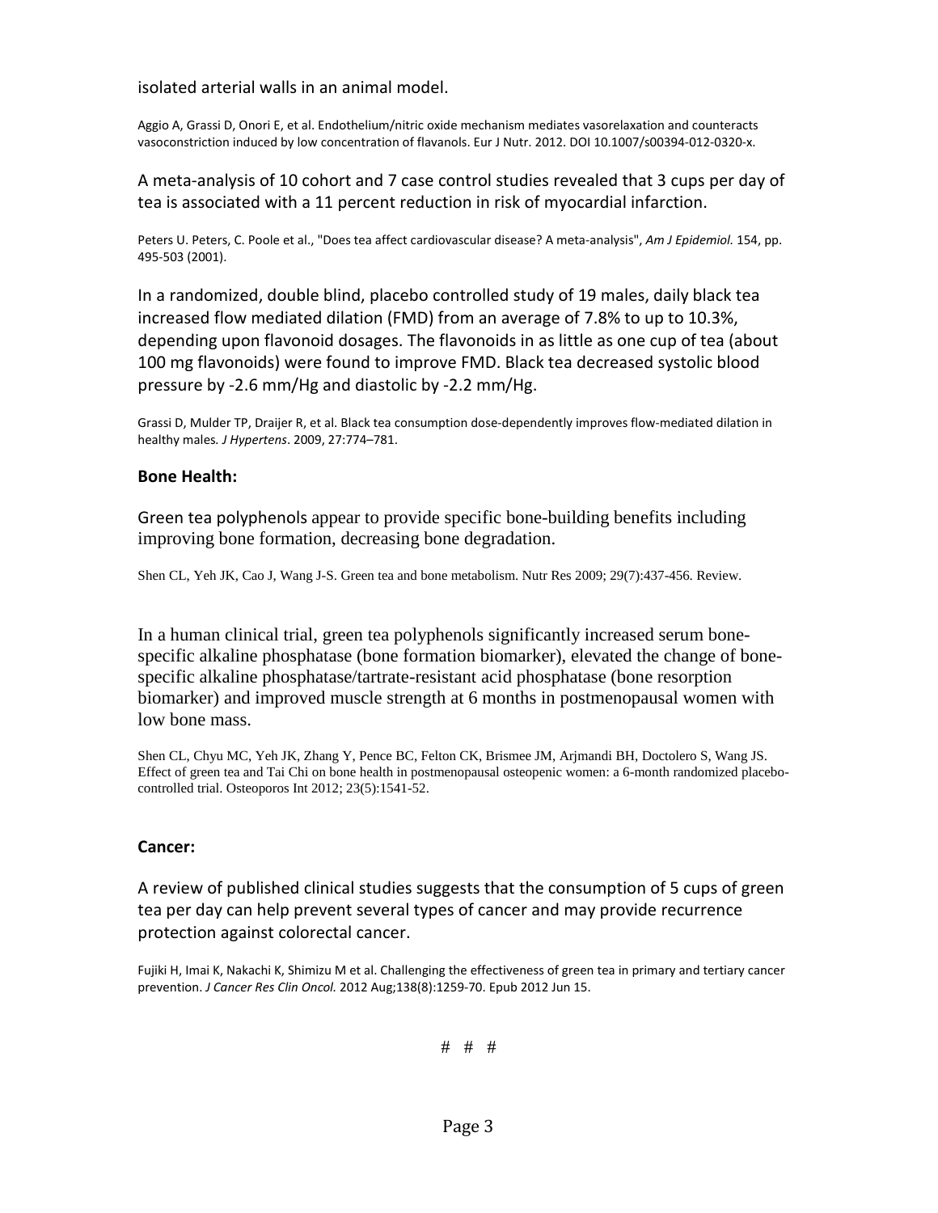isolated arterial walls in an animal model.

Aggio A, Grassi D, Onori E, et al. Endothelium/nitric oxide mechanism mediates vasorelaxation and counteracts vasoconstriction induced by low concentration of flavanols. Eur J Nutr. 2012. DOI 10.1007/s00394-012-0320-x.

A meta-analysis of 10 cohort and 7 case control studies revealed that 3 cups per day of tea is associated with a 11 percent reduction in risk of myocardial infarction.

Peters U. Peters, C. Poole et al., "Does tea affect cardiovascular disease? A meta-analysis", *Am J Epidemiol.* 154, pp. 495-503 (2001).

In a randomized, double blind, placebo controlled study of 19 males, daily black tea increased flow mediated dilation (FMD) from an average of 7.8% to up to 10.3%, depending upon flavonoid dosages. The flavonoids in as little as one cup of tea (about 100 mg flavonoids) were found to improve FMD. Black tea decreased systolic blood pressure by -2.6 mm/Hg and diastolic by -2.2 mm/Hg.

Grassi D, Mulder TP, Draijer R, et al. Black tea consumption dose-dependently improves flow-mediated dilation in healthy males. *J Hypertens*. 2009, 27:774–781.

**Bone Health:**

Green tea polyphenols appear to provide specific bone-building benefits including improving bone formation, decreasing bone degradation.

Shen CL, Yeh JK, Cao J, Wang J-S. Green tea and bone metabolism. Nutr Res 2009; 29(7):437-456. Review.

In a human clinical trial, green tea polyphenols significantly increased serum bone-specific alkaline phosphatase (bone formation biomarker), elevated the change of bone-specific alkaline phosphatase/tartrate-resistant acid phosphatase (bone resorption biomarker) and improved muscle strength at 6 months in postmenopausal women with low bone mass.

Shen CL, Chyu MC, Yeh JK, Zhang Y, Pence BC, Felton CK, Brismee JM, Arjmandi BH, Doctolero S, Wang JS. Effect of green tea and Tai Chi on bone health in postmenopausal osteopenic women: a 6-month randomized placebo-controlled trial. Osteoporos Int 2012; 23(5):1541-52.

**Cancer:**

A review of published clinical studies suggests that the consumption of 5 cups of green tea per day can help prevent several types of cancer and may provide recurrence protection against colorectal cancer.

Fujiki H, Imai K, Nakachi K, Shimizu M et al. Challenging the effectiveness of green tea in primary and tertiary cancer prevention. *J Cancer Res Clin Oncol.* 2012 Aug;138(8):1259-70. Epub 2012 Jun 15.

# # #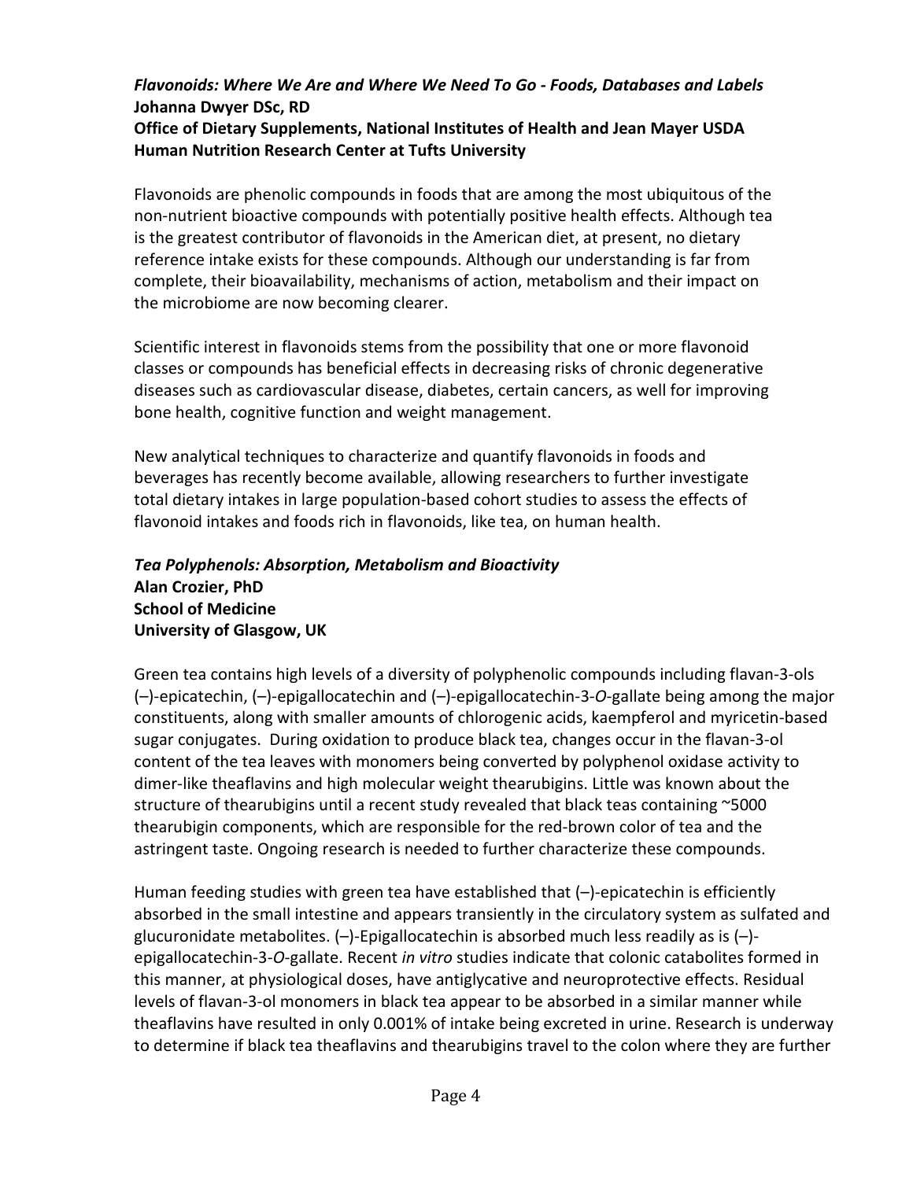### *Flavonoids: Where We Are and Where We Need To Go - Foods, Databases and Labels*

**Johanna Dwyer DSc, RD**
**Office of Dietary Supplements, National Institutes of Health and Jean Mayer USDA Human Nutrition Research Center at Tufts University**

Flavonoids are phenolic compounds in foods that are among the most ubiquitous of the non-nutrient bioactive compounds with potentially positive health effects. Although tea is the greatest contributor of flavonoids in the American diet, at present, no dietary reference intake exists for these compounds. Although our understanding is far from complete, their bioavailability, mechanisms of action, metabolism and their impact on the microbiome are now becoming clearer.

Scientific interest in flavonoids stems from the possibility that one or more flavonoid classes or compounds has beneficial effects in decreasing risks of chronic degenerative diseases such as cardiovascular disease, diabetes, certain cancers, as well for improving bone health, cognitive function and weight management.

New analytical techniques to characterize and quantify flavonoids in foods and beverages has recently become available, allowing researchers to further investigate total dietary intakes in large population-based cohort studies to assess the effects of flavonoid intakes and foods rich in flavonoids, like tea, on human health.

### *Tea Polyphenols: Absorption, Metabolism and Bioactivity*

**Alan Crozier, PhD**
**School of Medicine**
**University of Glasgow, UK**

Green tea contains high levels of a diversity of polyphenolic compounds including flavan-3-ols (–)-epicatechin, (–)-epigallocatechin and (–)-epigallocatechin-3-*O*-gallate being among the major constituents, along with smaller amounts of chlorogenic acids, kaempferol and myricetin-based sugar conjugates. During oxidation to produce black tea, changes occur in the flavan-3-ol content of the tea leaves with monomers being converted by polyphenol oxidase activity to dimer-like theaflavins and high molecular weight thearubigins. Little was known about the structure of thearubigins until a recent study revealed that black teas containing ~5000 thearubigin components, which are responsible for the red-brown color of tea and the astringent taste. Ongoing research is needed to further characterize these compounds.

Human feeding studies with green tea have established that (–)-epicatechin is efficiently absorbed in the small intestine and appears transiently in the circulatory system as sulfated and glucuronidate metabolites. (–)-Epigallocatechin is absorbed much less readily as is (–)-epigallocatechin-3-*O*-gallate. Recent *in vitro* studies indicate that colonic catabolites formed in this manner, at physiological doses, have antiglycative and neuroprotective effects. Residual levels of flavan-3-ol monomers in black tea appear to be absorbed in a similar manner while theaflavins have resulted in only 0.001% of intake being excreted in urine. Research is underway to determine if black tea theaflavins and thearubigins travel to the colon where they are further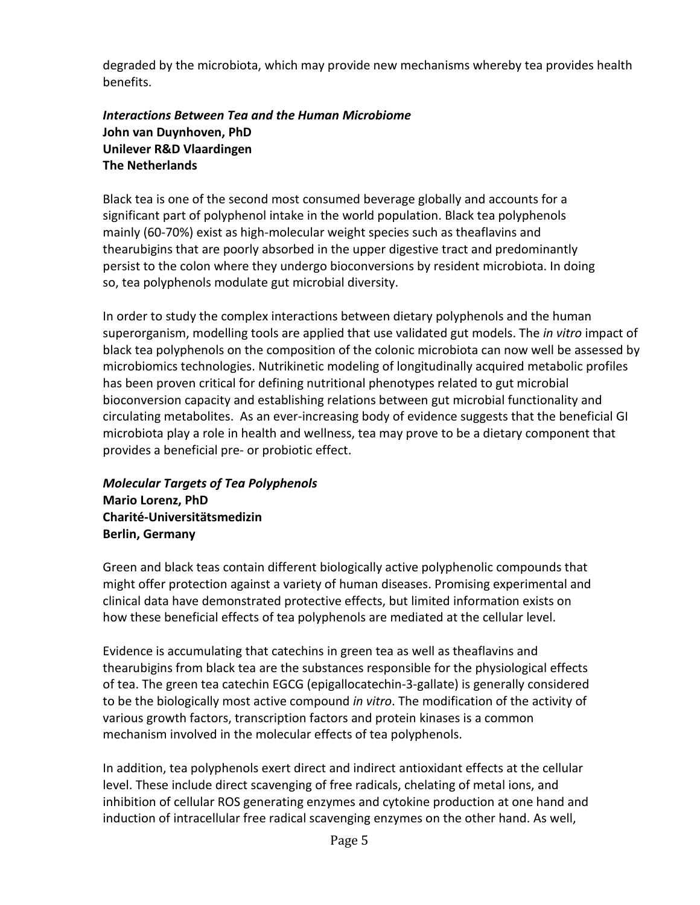degraded by the microbiota, which may provide new mechanisms whereby tea provides health benefits.

***Interactions Between Tea and the Human Microbiome***
**John van Duynhoven, PhD**
**Unilever R&D Vlaardingen**
**The Netherlands**

Black tea is one of the second most consumed beverage globally and accounts for a significant part of polyphenol intake in the world population. Black tea polyphenols mainly (60-70%) exist as high-molecular weight species such as theaflavins and thearubigins that are poorly absorbed in the upper digestive tract and predominantly persist to the colon where they undergo bioconversions by resident microbiota. In doing so, tea polyphenols modulate gut microbial diversity.

In order to study the complex interactions between dietary polyphenols and the human superorganism, modelling tools are applied that use validated gut models. The *in vitro* impact of black tea polyphenols on the composition of the colonic microbiota can now well be assessed by microbiomics technologies. Nutrikinetic modeling of longitudinally acquired metabolic profiles has been proven critical for defining nutritional phenotypes related to gut microbial bioconversion capacity and establishing relations between gut microbial functionality and circulating metabolites. As an ever-increasing body of evidence suggests that the beneficial GI microbiota play a role in health and wellness, tea may prove to be a dietary component that provides a beneficial pre- or probiotic effect.

***Molecular Targets of Tea Polyphenols***
**Mario Lorenz, PhD**
**Charité-Universitätsmedizin**
**Berlin, Germany**

Green and black teas contain different biologically active polyphenolic compounds that might offer protection against a variety of human diseases. Promising experimental and clinical data have demonstrated protective effects, but limited information exists on how these beneficial effects of tea polyphenols are mediated at the cellular level.

Evidence is accumulating that catechins in green tea as well as theaflavins and thearubigins from black tea are the substances responsible for the physiological effects of tea. The green tea catechin EGCG (epigallocatechin-3-gallate) is generally considered to be the biologically most active compound *in vitro*. The modification of the activity of various growth factors, transcription factors and protein kinases is a common mechanism involved in the molecular effects of tea polyphenols.

In addition, tea polyphenols exert direct and indirect antioxidant effects at the cellular level. These include direct scavenging of free radicals, chelating of metal ions, and inhibition of cellular ROS generating enzymes and cytokine production at one hand and induction of intracellular free radical scavenging enzymes on the other hand. As well,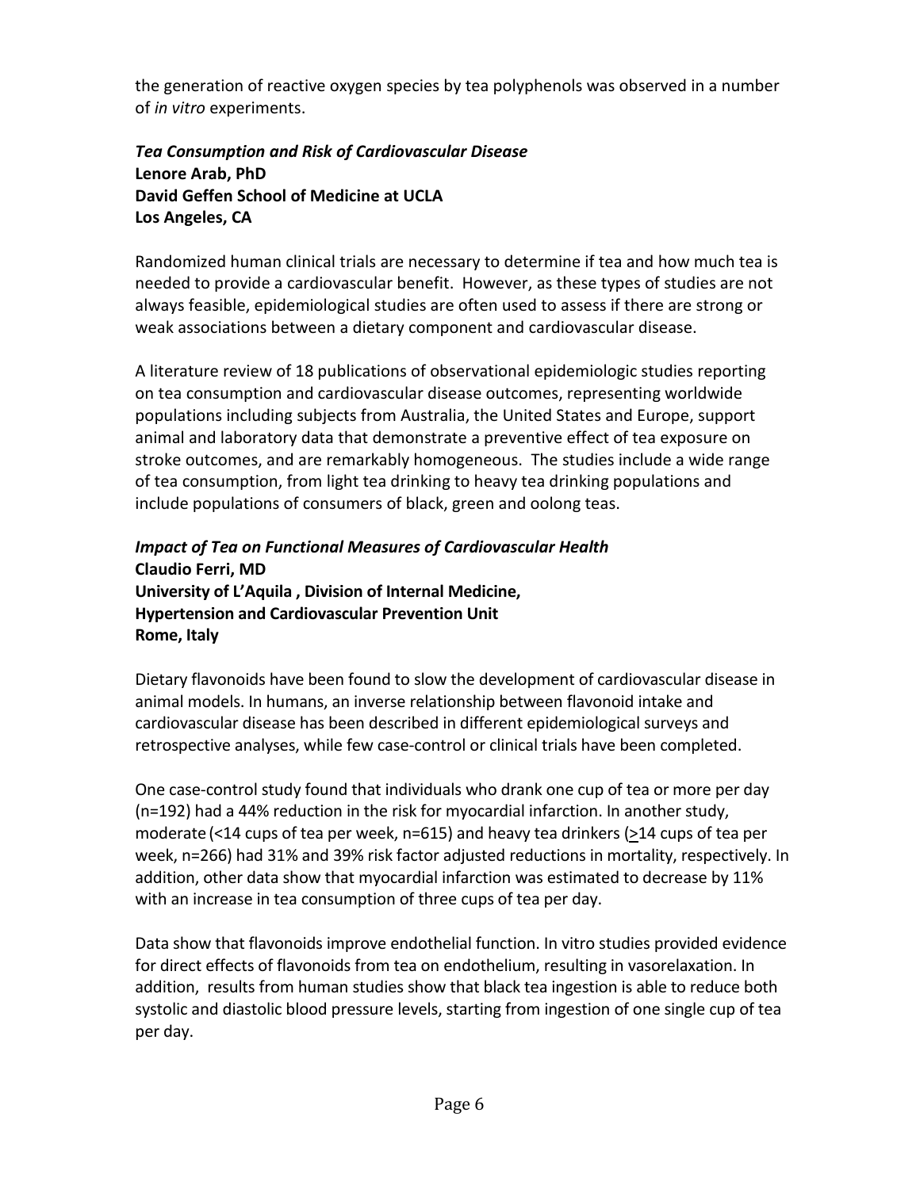the generation of reactive oxygen species by tea polyphenols was observed in a number of *in vitro* experiments.

***Tea Consumption and Risk of Cardiovascular Disease***
**Lenore Arab, PhD**
**David Geffen School of Medicine at UCLA**
**Los Angeles, CA**

Randomized human clinical trials are necessary to determine if tea and how much tea is needed to provide a cardiovascular benefit. However, as these types of studies are not always feasible, epidemiological studies are often used to assess if there are strong or weak associations between a dietary component and cardiovascular disease.

A literature review of 18 publications of observational epidemiologic studies reporting on tea consumption and cardiovascular disease outcomes, representing worldwide populations including subjects from Australia, the United States and Europe, support animal and laboratory data that demonstrate a preventive effect of tea exposure on stroke outcomes, and are remarkably homogeneous. The studies include a wide range of tea consumption, from light tea drinking to heavy tea drinking populations and include populations of consumers of black, green and oolong teas.

***Impact of Tea on Functional Measures of Cardiovascular Health***
**Claudio Ferri, MD**
**University of L'Aquila , Division of Internal Medicine,**
**Hypertension and Cardiovascular Prevention Unit**
**Rome, Italy**

Dietary flavonoids have been found to slow the development of cardiovascular disease in animal models. In humans, an inverse relationship between flavonoid intake and cardiovascular disease has been described in different epidemiological surveys and retrospective analyses, while few case-control or clinical trials have been completed.

One case-control study found that individuals who drank one cup of tea or more per day (n=192) had a 44% reduction in the risk for myocardial infarction. In another study, moderate (<14 cups of tea per week, n=615) and heavy tea drinkers (≥14 cups of tea per week, n=266) had 31% and 39% risk factor adjusted reductions in mortality, respectively. In addition, other data show that myocardial infarction was estimated to decrease by 11% with an increase in tea consumption of three cups of tea per day.

Data show that flavonoids improve endothelial function. In vitro studies provided evidence for direct effects of flavonoids from tea on endothelium, resulting in vasorelaxation. In addition, results from human studies show that black tea ingestion is able to reduce both systolic and diastolic blood pressure levels, starting from ingestion of one single cup of tea per day.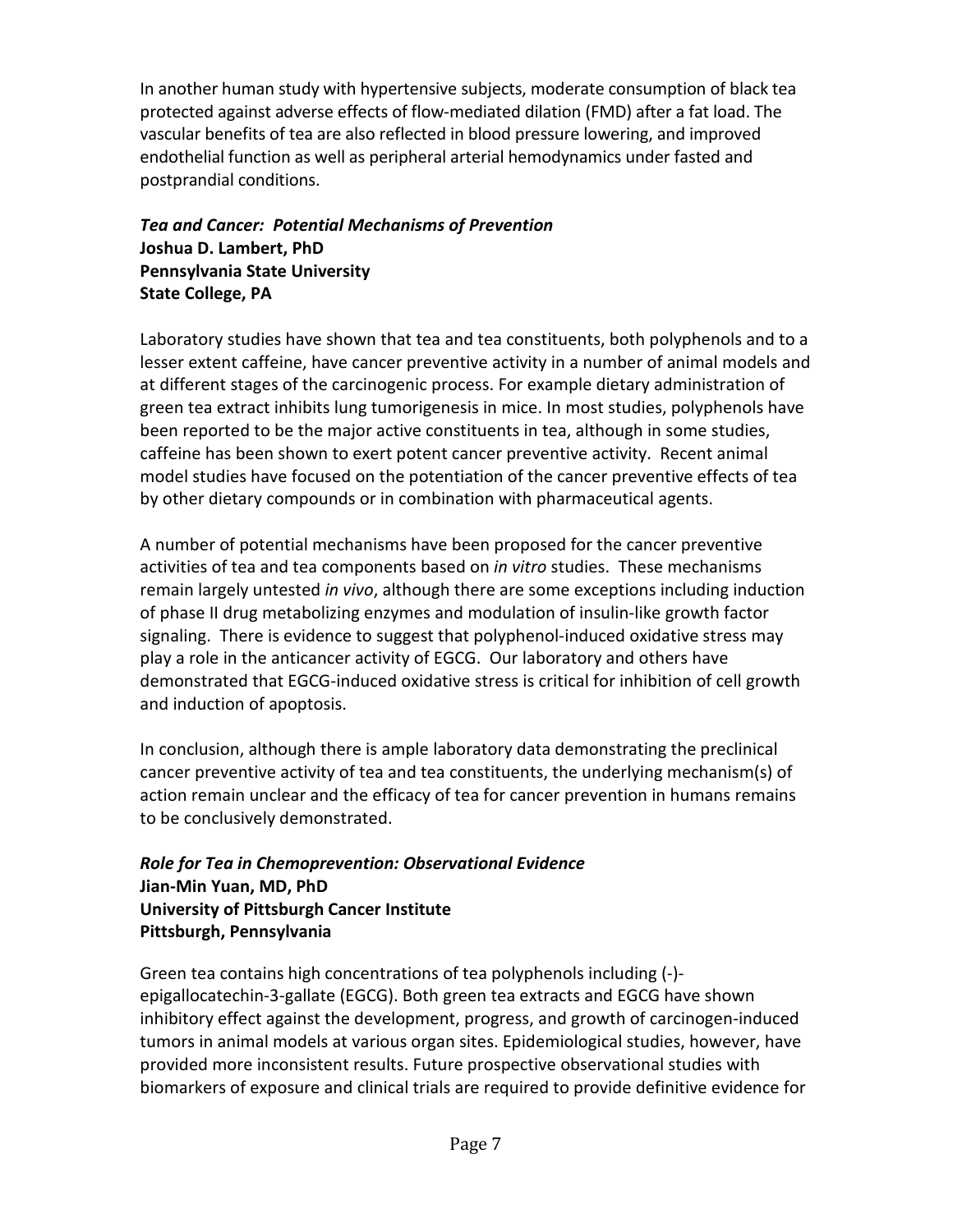In another human study with hypertensive subjects, moderate consumption of black tea protected against adverse effects of flow-mediated dilation (FMD) after a fat load. The vascular benefits of tea are also reflected in blood pressure lowering, and improved endothelial function as well as peripheral arterial hemodynamics under fasted and postprandial conditions.

***Tea and Cancer: Potential Mechanisms of Prevention***
**Joshua D. Lambert, PhD**
**Pennsylvania State University**
**State College, PA**

Laboratory studies have shown that tea and tea constituents, both polyphenols and to a lesser extent caffeine, have cancer preventive activity in a number of animal models and at different stages of the carcinogenic process. For example dietary administration of green tea extract inhibits lung tumorigenesis in mice. In most studies, polyphenols have been reported to be the major active constituents in tea, although in some studies, caffeine has been shown to exert potent cancer preventive activity. Recent animal model studies have focused on the potentiation of the cancer preventive effects of tea by other dietary compounds or in combination with pharmaceutical agents.

A number of potential mechanisms have been proposed for the cancer preventive activities of tea and tea components based on *in vitro* studies. These mechanisms remain largely untested *in vivo*, although there are some exceptions including induction of phase II drug metabolizing enzymes and modulation of insulin-like growth factor signaling. There is evidence to suggest that polyphenol-induced oxidative stress may play a role in the anticancer activity of EGCG. Our laboratory and others have demonstrated that EGCG-induced oxidative stress is critical for inhibition of cell growth and induction of apoptosis.

In conclusion, although there is ample laboratory data demonstrating the preclinical cancer preventive activity of tea and tea constituents, the underlying mechanism(s) of action remain unclear and the efficacy of tea for cancer prevention in humans remains to be conclusively demonstrated.

***Role for Tea in Chemoprevention: Observational Evidence***
**Jian-Min Yuan, MD, PhD**
**University of Pittsburgh Cancer Institute**
**Pittsburgh, Pennsylvania**

Green tea contains high concentrations of tea polyphenols including (-)-epigallocatechin-3-gallate (EGCG). Both green tea extracts and EGCG have shown inhibitory effect against the development, progress, and growth of carcinogen-induced tumors in animal models at various organ sites. Epidemiological studies, however, have provided more inconsistent results. Future prospective observational studies with biomarkers of exposure and clinical trials are required to provide definitive evidence for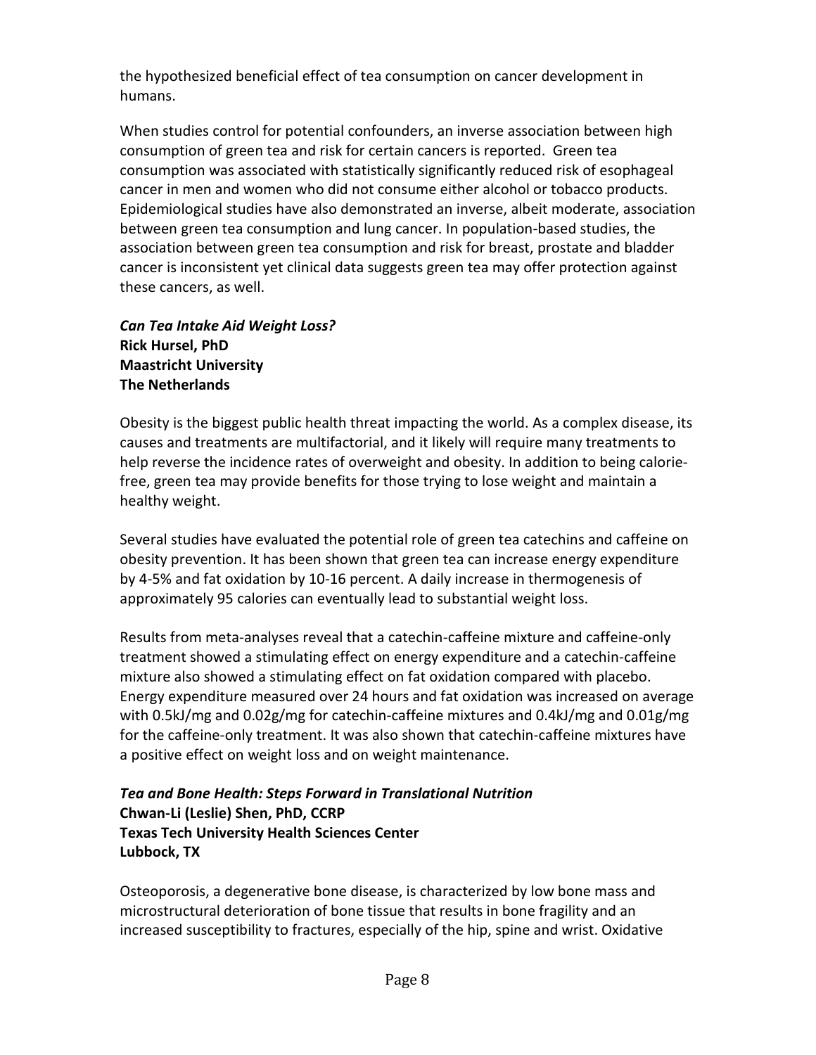the hypothesized beneficial effect of tea consumption on cancer development in humans.

When studies control for potential confounders, an inverse association between high consumption of green tea and risk for certain cancers is reported. Green tea consumption was associated with statistically significantly reduced risk of esophageal cancer in men and women who did not consume either alcohol or tobacco products. Epidemiological studies have also demonstrated an inverse, albeit moderate, association between green tea consumption and lung cancer. In population-based studies, the association between green tea consumption and risk for breast, prostate and bladder cancer is inconsistent yet clinical data suggests green tea may offer protection against these cancers, as well.

***Can Tea Intake Aid Weight Loss?***
**Rick Hursel, PhD**
**Maastricht University**
**The Netherlands**

Obesity is the biggest public health threat impacting the world. As a complex disease, its causes and treatments are multifactorial, and it likely will require many treatments to help reverse the incidence rates of overweight and obesity. In addition to being calorie-free, green tea may provide benefits for those trying to lose weight and maintain a healthy weight.

Several studies have evaluated the potential role of green tea catechins and caffeine on obesity prevention. It has been shown that green tea can increase energy expenditure by 4-5% and fat oxidation by 10-16 percent. A daily increase in thermogenesis of approximately 95 calories can eventually lead to substantial weight loss.

Results from meta-analyses reveal that a catechin-caffeine mixture and caffeine-only treatment showed a stimulating effect on energy expenditure and a catechin-caffeine mixture also showed a stimulating effect on fat oxidation compared with placebo. Energy expenditure measured over 24 hours and fat oxidation was increased on average with 0.5kJ/mg and 0.02g/mg for catechin-caffeine mixtures and 0.4kJ/mg and 0.01g/mg for the caffeine-only treatment. It was also shown that catechin-caffeine mixtures have a positive effect on weight loss and on weight maintenance.

***Tea and Bone Health: Steps Forward in Translational Nutrition***
**Chwan-Li (Leslie) Shen, PhD, CCRP**
**Texas Tech University Health Sciences Center**
**Lubbock, TX**

Osteoporosis, a degenerative bone disease, is characterized by low bone mass and microstructural deterioration of bone tissue that results in bone fragility and an increased susceptibility to fractures, especially of the hip, spine and wrist. Oxidative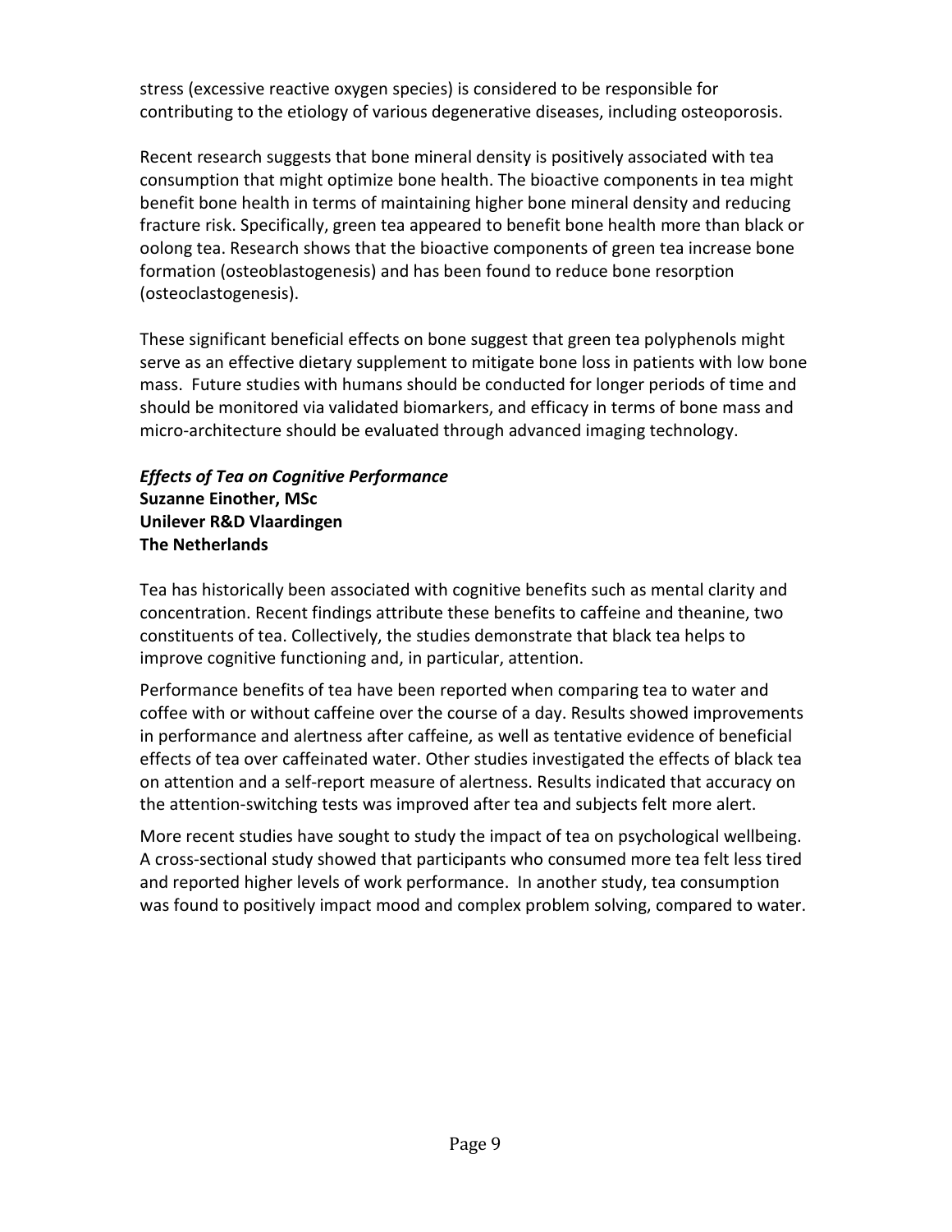stress (excessive reactive oxygen species) is considered to be responsible for contributing to the etiology of various degenerative diseases, including osteoporosis.

Recent research suggests that bone mineral density is positively associated with tea consumption that might optimize bone health. The bioactive components in tea might benefit bone health in terms of maintaining higher bone mineral density and reducing fracture risk. Specifically, green tea appeared to benefit bone health more than black or oolong tea. Research shows that the bioactive components of green tea increase bone formation (osteoblastogenesis) and has been found to reduce bone resorption (osteoclastogenesis).

These significant beneficial effects on bone suggest that green tea polyphenols might serve as an effective dietary supplement to mitigate bone loss in patients with low bone mass. Future studies with humans should be conducted for longer periods of time and should be monitored via validated biomarkers, and efficacy in terms of bone mass and micro-architecture should be evaluated through advanced imaging technology.

### *Effects of Tea on Cognitive Performance*

**Suzanne Einother, MSc**
**Unilever R&D Vlaardingen**
**The Netherlands**

Tea has historically been associated with cognitive benefits such as mental clarity and concentration. Recent findings attribute these benefits to caffeine and theanine, two constituents of tea. Collectively, the studies demonstrate that black tea helps to improve cognitive functioning and, in particular, attention.

Performance benefits of tea have been reported when comparing tea to water and coffee with or without caffeine over the course of a day. Results showed improvements in performance and alertness after caffeine, as well as tentative evidence of beneficial effects of tea over caffeinated water. Other studies investigated the effects of black tea on attention and a self-report measure of alertness. Results indicated that accuracy on the attention-switching tests was improved after tea and subjects felt more alert.

More recent studies have sought to study the impact of tea on psychological wellbeing. A cross-sectional study showed that participants who consumed more tea felt less tired and reported higher levels of work performance. In another study, tea consumption was found to positively impact mood and complex problem solving, compared to water.